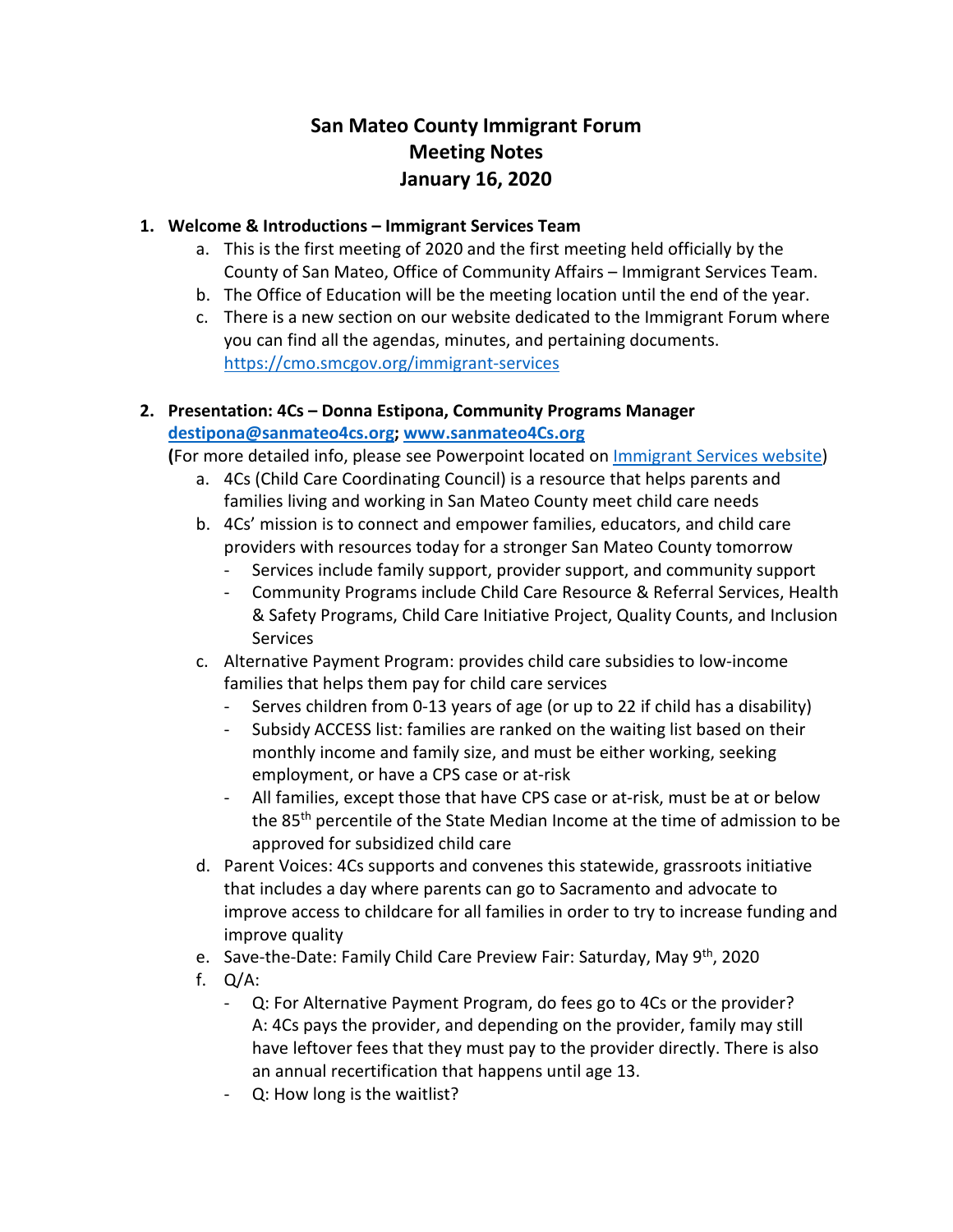# San Mateo County Immigrant Forum
# Meeting Notes
# January 16, 2020

1. **Welcome & Introductions – Immigrant Services Team**
   a. This is the first meeting of 2020 and the first meeting held officially by the County of San Mateo, Office of Community Affairs – Immigrant Services Team.
   b. The Office of Education will be the meeting location until the end of the year.
   c. There is a new section on our website dedicated to the Immigrant Forum where you can find all the agendas, minutes, and pertaining documents. https://cmo.smcgov.org/immigrant-services

2. **Presentation: 4Cs – Donna Estipona, Community Programs Manager**
   **destipona@sanmateo4cs.org; www.sanmateo4Cs.org**
   **(**For more detailed info, please see Powerpoint located on Immigrant Services website)
   a. 4Cs (Child Care Coordinating Council) is a resource that helps parents and families living and working in San Mateo County meet child care needs
   b. 4Cs' mission is to connect and empower families, educators, and child care providers with resources today for a stronger San Mateo County tomorrow
      - Services include family support, provider support, and community support
      - Community Programs include Child Care Resource & Referral Services, Health & Safety Programs, Child Care Initiative Project, Quality Counts, and Inclusion Services
   c. Alternative Payment Program: provides child care subsidies to low-income families that helps them pay for child care services
      - Serves children from 0-13 years of age (or up to 22 if child has a disability)
      - Subsidy ACCESS list: families are ranked on the waiting list based on their monthly income and family size, and must be either working, seeking employment, or have a CPS case or at-risk
      - All families, except those that have CPS case or at-risk, must be at or below the 85th percentile of the State Median Income at the time of admission to be approved for subsidized child care
   d. Parent Voices: 4Cs supports and convenes this statewide, grassroots initiative that includes a day where parents can go to Sacramento and advocate to improve access to childcare for all families in order to try to increase funding and improve quality
   e. Save-the-Date: Family Child Care Preview Fair: Saturday, May 9th, 2020
   f. Q/A:
      - Q: For Alternative Payment Program, do fees go to 4Cs or the provider?
        A: 4Cs pays the provider, and depending on the provider, family may still have leftover fees that they must pay to the provider directly. There is also an annual recertification that happens until age 13.
      - Q: How long is the waitlist?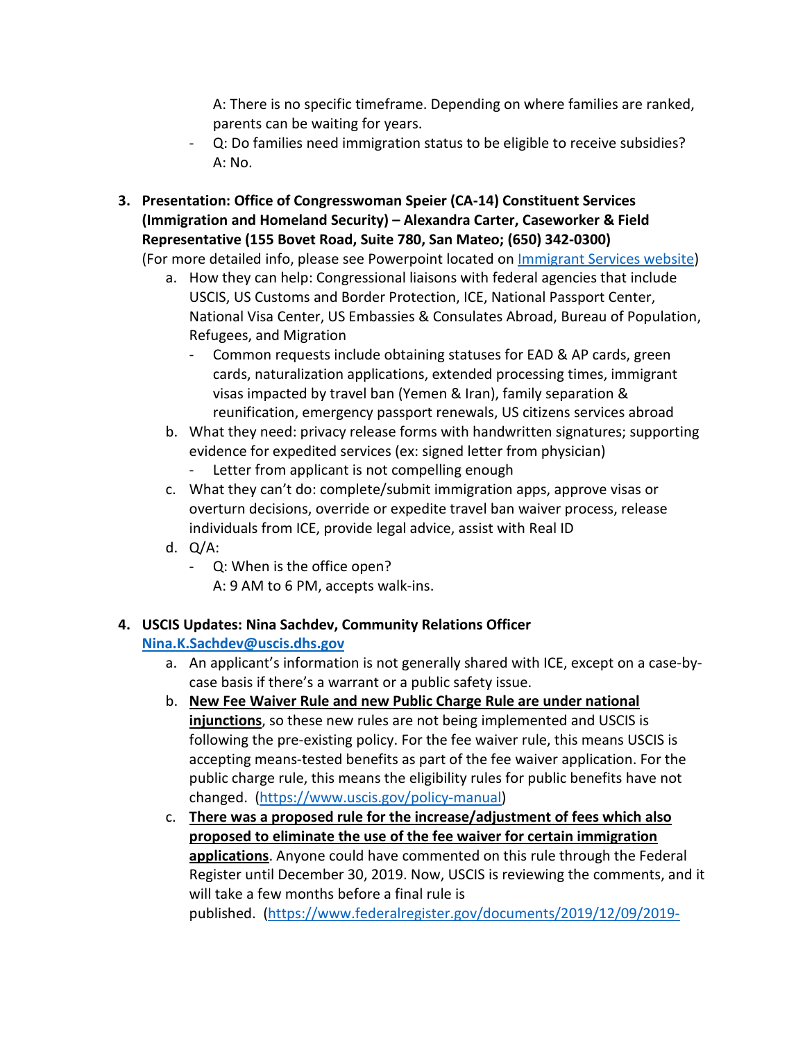A: There is no specific timeframe. Depending on where families are ranked, parents can be waiting for years.

- Q: Do families need immigration status to be eligible to receive subsidies?
  A: No.

3. **Presentation: Office of Congresswoman Speier (CA-14) Constituent Services (Immigration and Homeland Security) – Alexandra Carter, Caseworker & Field Representative (155 Bovet Road, Suite 780, San Mateo; (650) 342-0300)**
   (For more detailed info, please see Powerpoint located on [Immigrant Services website](#))
   a. How they can help: Congressional liaisons with federal agencies that include USCIS, US Customs and Border Protection, ICE, National Passport Center, National Visa Center, US Embassies & Consulates Abroad, Bureau of Population, Refugees, and Migration
      - Common requests include obtaining statuses for EAD & AP cards, green cards, naturalization applications, extended processing times, immigrant visas impacted by travel ban (Yemen & Iran), family separation & reunification, emergency passport renewals, US citizens services abroad
   b. What they need: privacy release forms with handwritten signatures; supporting evidence for expedited services (ex: signed letter from physician)
      - Letter from applicant is not compelling enough
   c. What they can't do: complete/submit immigration apps, approve visas or overturn decisions, override or expedite travel ban waiver process, release individuals from ICE, provide legal advice, assist with Real ID
   d. Q/A:
      - Q: When is the office open?
        A: 9 AM to 6 PM, accepts walk-ins.

4. **USCIS Updates: Nina Sachdev, Community Relations Officer**
   **[Nina.K.Sachdev@uscis.dhs.gov](mailto:Nina.K.Sachdev@uscis.dhs.gov)**
   a. An applicant's information is not generally shared with ICE, except on a case-by-case basis if there's a warrant or a public safety issue.
   b. **New Fee Waiver Rule and new Public Charge Rule are under national injunctions**, so these new rules are not being implemented and USCIS is following the pre-existing policy. For the fee waiver rule, this means USCIS is accepting means-tested benefits as part of the fee waiver application. For the public charge rule, this means the eligibility rules for public benefits have not changed. (https://www.uscis.gov/policy-manual)
   c. **There was a proposed rule for the increase/adjustment of fees which also proposed to eliminate the use of the fee waiver for certain immigration applications**. Anyone could have commented on this rule through the Federal Register until December 30, 2019. Now, USCIS is reviewing the comments, and it will take a few months before a final rule is published. (https://www.federalregister.gov/documents/2019/12/09/2019-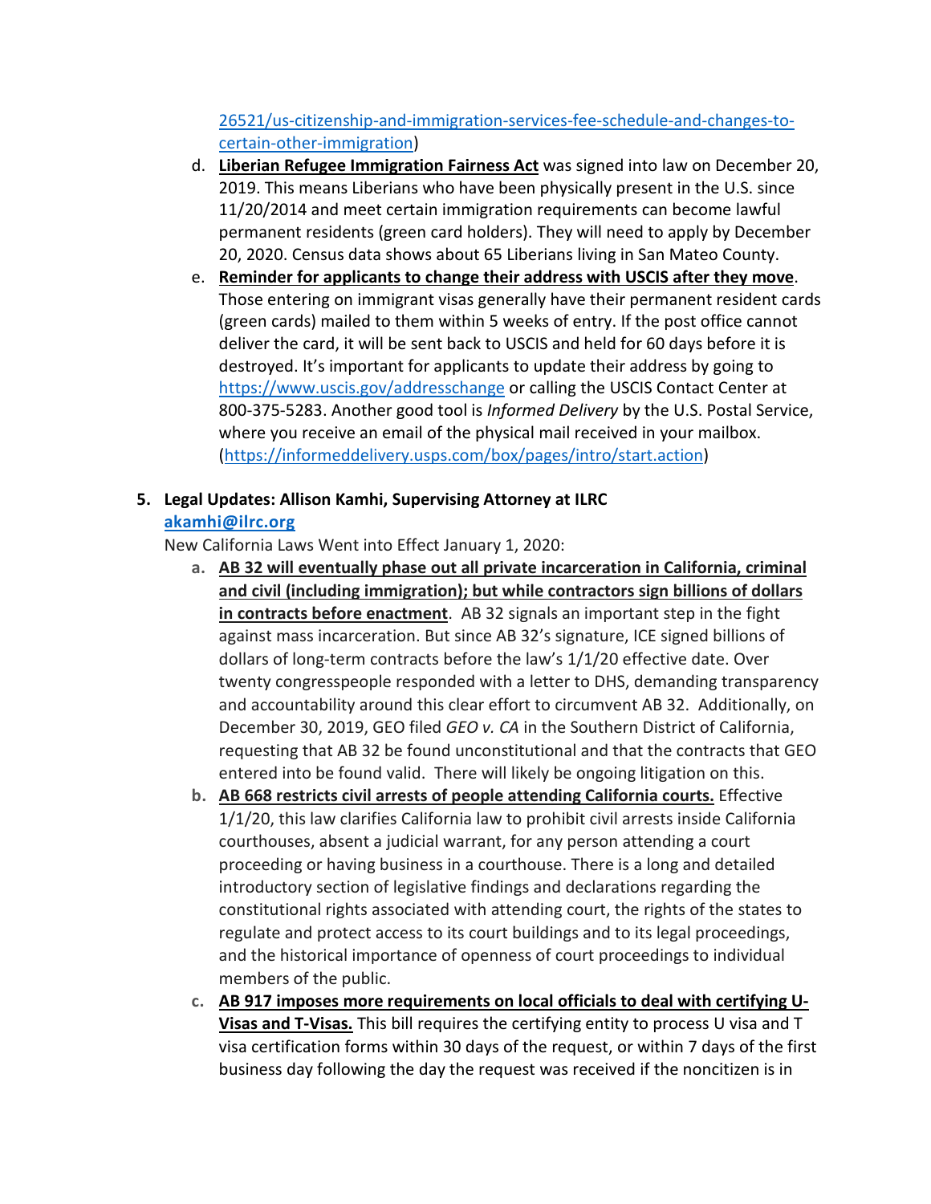26521/us-citizenship-and-immigration-services-fee-schedule-and-changes-to-certain-other-immigration)

d. **Liberian Refugee Immigration Fairness Act** was signed into law on December 20, 2019. This means Liberians who have been physically present in the U.S. since 11/20/2014 and meet certain immigration requirements can become lawful permanent residents (green card holders). They will need to apply by December 20, 2020. Census data shows about 65 Liberians living in San Mateo County.

e. **Reminder for applicants to change their address with USCIS after they move**. Those entering on immigrant visas generally have their permanent resident cards (green cards) mailed to them within 5 weeks of entry. If the post office cannot deliver the card, it will be sent back to USCIS and held for 60 days before it is destroyed. It's important for applicants to update their address by going to https://www.uscis.gov/addresschange or calling the USCIS Contact Center at 800-375-5283. Another good tool is *Informed Delivery* by the U.S. Postal Service, where you receive an email of the physical mail received in your mailbox. (https://informeddelivery.usps.com/box/pages/intro/start.action)

**5. Legal Updates: Allison Kamhi, Supervising Attorney at ILRC**
**akamhi@ilrc.org**

New California Laws Went into Effect January 1, 2020:

a. **AB 32 will eventually phase out all private incarceration in California, criminal and civil (including immigration); but while contractors sign billions of dollars in contracts before enactment**. AB 32 signals an important step in the fight against mass incarceration. But since AB 32's signature, ICE signed billions of dollars of long-term contracts before the law's 1/1/20 effective date. Over twenty congresspeople responded with a letter to DHS, demanding transparency and accountability around this clear effort to circumvent AB 32. Additionally, on December 30, 2019, GEO filed *GEO v. CA* in the Southern District of California, requesting that AB 32 be found unconstitutional and that the contracts that GEO entered into be found valid. There will likely be ongoing litigation on this.

b. **AB 668 restricts civil arrests of people attending California courts.** Effective 1/1/20, this law clarifies California law to prohibit civil arrests inside California courthouses, absent a judicial warrant, for any person attending a court proceeding or having business in a courthouse. There is a long and detailed introductory section of legislative findings and declarations regarding the constitutional rights associated with attending court, the rights of the states to regulate and protect access to its court buildings and to its legal proceedings, and the historical importance of openness of court proceedings to individual members of the public.

c. **AB 917 imposes more requirements on local officials to deal with certifying U-Visas and T-Visas.** This bill requires the certifying entity to process U visa and T visa certification forms within 30 days of the request, or within 7 days of the first business day following the day the request was received if the noncitizen is in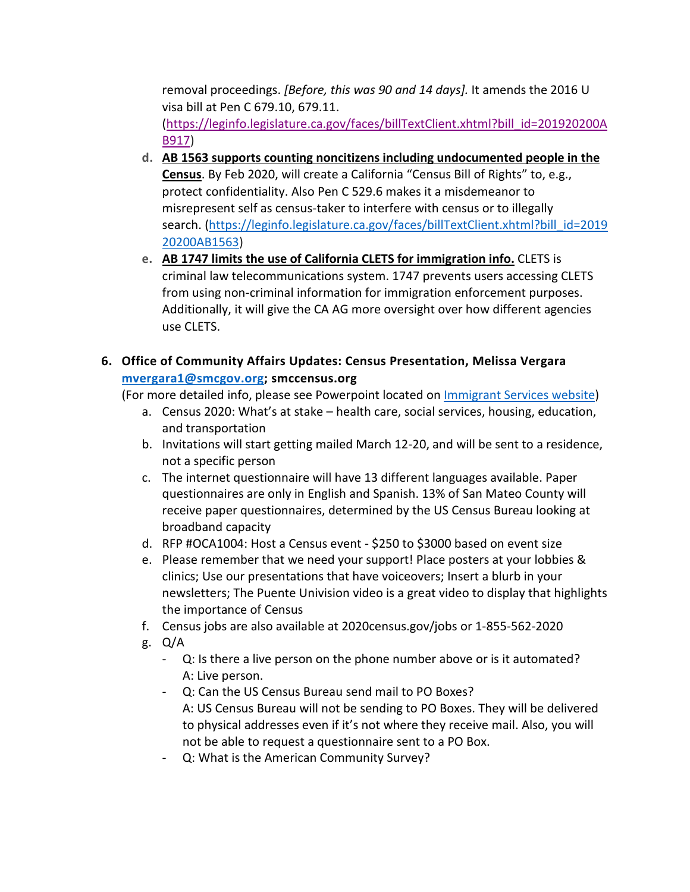removal proceedings. *[Before, this was 90 and 14 days].* It amends the 2016 U visa bill at Pen C 679.10, 679.11. ([https://leginfo.legislature.ca.gov/faces/billTextClient.xhtml?bill_id=201920200AB917](https://leginfo.legislature.ca.gov/faces/billTextClient.xhtml?bill_id=201920200AB917))

d. **AB 1563 supports counting noncitizens including undocumented people in the Census**. By Feb 2020, will create a California "Census Bill of Rights" to, e.g., protect confidentiality. Also Pen C 529.6 makes it a misdemeanor to misrepresent self as census-taker to interfere with census or to illegally search. ([https://leginfo.legislature.ca.gov/faces/billTextClient.xhtml?bill_id=201920200AB1563](https://leginfo.legislature.ca.gov/faces/billTextClient.xhtml?bill_id=201920200AB1563))

e. **AB 1747 limits the use of California CLETS for immigration info.** CLETS is criminal law telecommunications system. 1747 prevents users accessing CLETS from using non-criminal information for immigration enforcement purposes. Additionally, it will give the CA AG more oversight over how different agencies use CLETS.

6. **Office of Community Affairs Updates: Census Presentation, Melissa Vergara [mvergara1@smcgov.org](mailto:mvergara1@smcgov.org); smccensus.org**

(For more detailed info, please see Powerpoint located on Immigrant Services website)

a. Census 2020: What's at stake – health care, social services, housing, education, and transportation
b. Invitations will start getting mailed March 12-20, and will be sent to a residence, not a specific person
c. The internet questionnaire will have 13 different languages available. Paper questionnaires are only in English and Spanish. 13% of San Mateo County will receive paper questionnaires, determined by the US Census Bureau looking at broadband capacity
d. RFP #OCA1004: Host a Census event - $250 to $3000 based on event size
e. Please remember that we need your support! Place posters at your lobbies & clinics; Use our presentations that have voiceovers; Insert a blurb in your newsletters; The Puente Univision video is a great video to display that highlights the importance of Census
f. Census jobs are also available at 2020census.gov/jobs or 1-855-562-2020
g. Q/A
   - Q: Is there a live person on the phone number above or is it automated?
     A: Live person.
   - Q: Can the US Census Bureau send mail to PO Boxes?
     A: US Census Bureau will not be sending to PO Boxes. They will be delivered to physical addresses even if it's not where they receive mail. Also, you will not be able to request a questionnaire sent to a PO Box.
   - Q: What is the American Community Survey?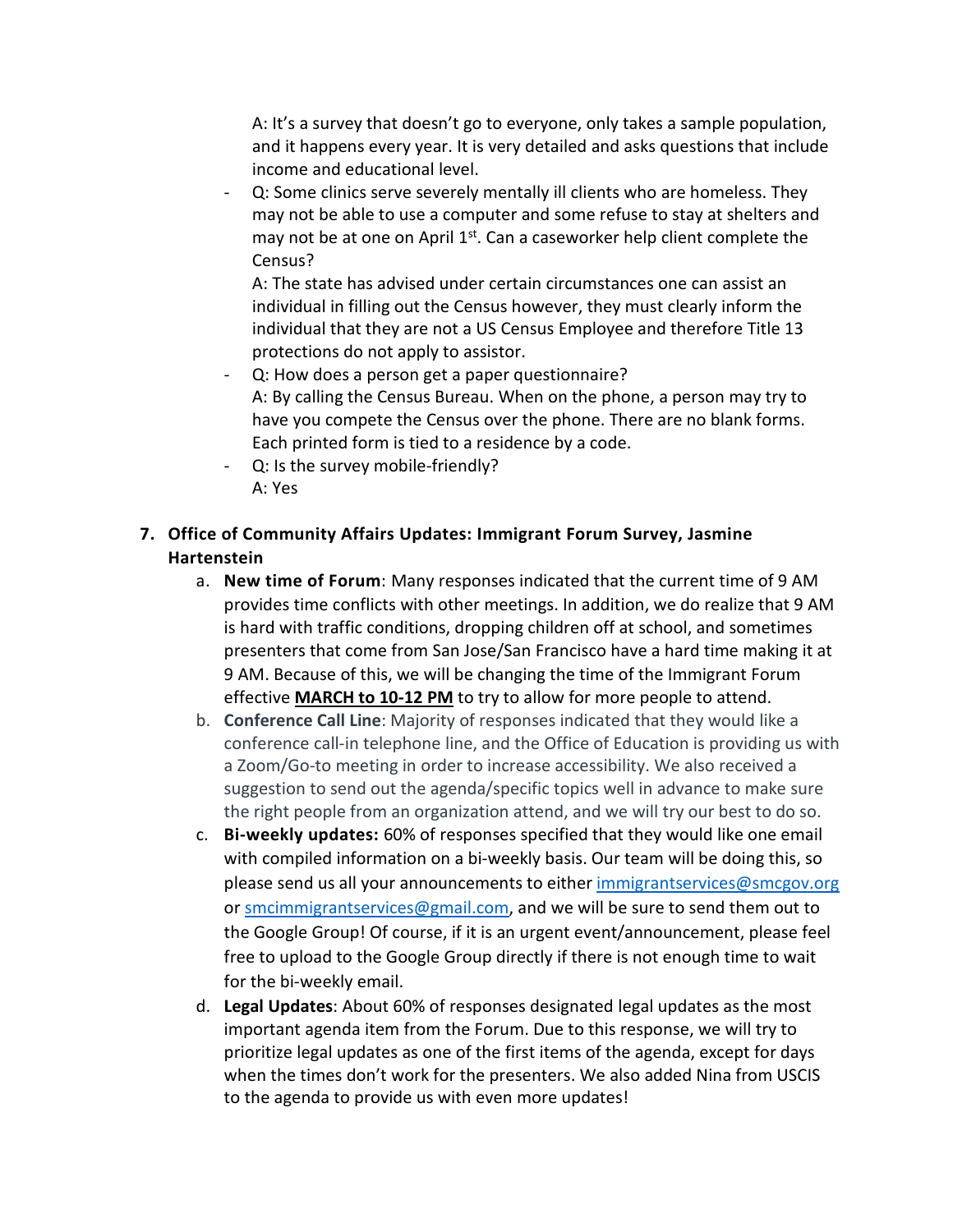A: It's a survey that doesn't go to everyone, only takes a sample population, and it happens every year. It is very detailed and asks questions that include income and educational level.

- Q: Some clinics serve severely mentally ill clients who are homeless. They may not be able to use a computer and some refuse to stay at shelters and may not be at one on April 1st. Can a caseworker help client complete the Census?
  A: The state has advised under certain circumstances one can assist an individual in filling out the Census however, they must clearly inform the individual that they are not a US Census Employee and therefore Title 13 protections do not apply to assistor.
- Q: How does a person get a paper questionnaire?
  A: By calling the Census Bureau. When on the phone, a person may try to have you compete the Census over the phone. There are no blank forms. Each printed form is tied to a residence by a code.
- Q: Is the survey mobile-friendly?
  A: Yes

7. **Office of Community Affairs Updates: Immigrant Forum Survey, Jasmine Hartenstein**
   a. **New time of Forum**: Many responses indicated that the current time of 9 AM provides time conflicts with other meetings. In addition, we do realize that 9 AM is hard with traffic conditions, dropping children off at school, and sometimes presenters that come from San Jose/San Francisco have a hard time making it at 9 AM. Because of this, we will be changing the time of the Immigrant Forum effective **MARCH to 10-12 PM** to try to allow for more people to attend.
   b. **Conference Call Line**: Majority of responses indicated that they would like a conference call-in telephone line, and the Office of Education is providing us with a Zoom/Go-to meeting in order to increase accessibility. We also received a suggestion to send out the agenda/specific topics well in advance to make sure the right people from an organization attend, and we will try our best to do so.
   c. **Bi-weekly updates:** 60% of responses specified that they would like one email with compiled information on a bi-weekly basis. Our team will be doing this, so please send us all your announcements to either immigrantservices@smcgov.org or smcimmigrantservices@gmail.com, and we will be sure to send them out to the Google Group! Of course, if it is an urgent event/announcement, please feel free to upload to the Google Group directly if there is not enough time to wait for the bi-weekly email.
   d. **Legal Updates**: About 60% of responses designated legal updates as the most important agenda item from the Forum. Due to this response, we will try to prioritize legal updates as one of the first items of the agenda, except for days when the times don't work for the presenters. We also added Nina from USCIS to the agenda to provide us with even more updates!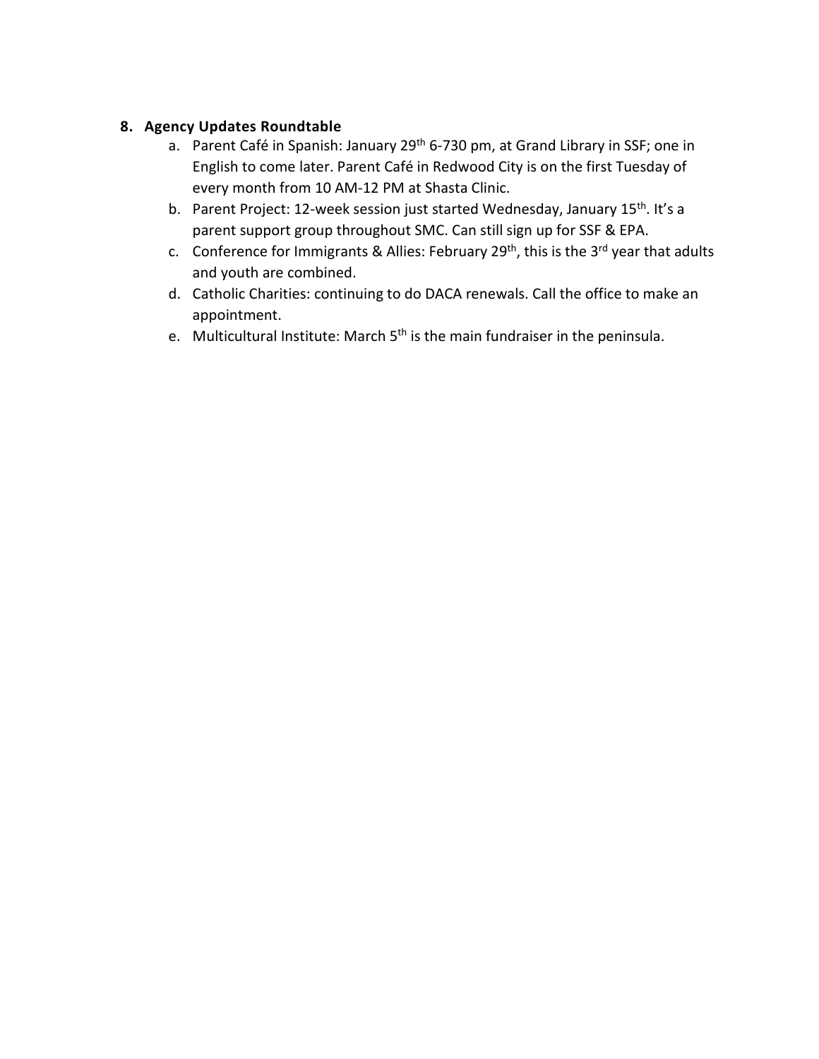8. **Agency Updates Roundtable**
    a. Parent Café in Spanish: January 29th 6-730 pm, at Grand Library in SSF; one in English to come later. Parent Café in Redwood City is on the first Tuesday of every month from 10 AM-12 PM at Shasta Clinic.
    b. Parent Project: 12-week session just started Wednesday, January 15th. It's a parent support group throughout SMC. Can still sign up for SSF & EPA.
    c. Conference for Immigrants & Allies: February 29th, this is the 3rd year that adults and youth are combined.
    d. Catholic Charities: continuing to do DACA renewals. Call the office to make an appointment.
    e. Multicultural Institute: March 5th is the main fundraiser in the peninsula.